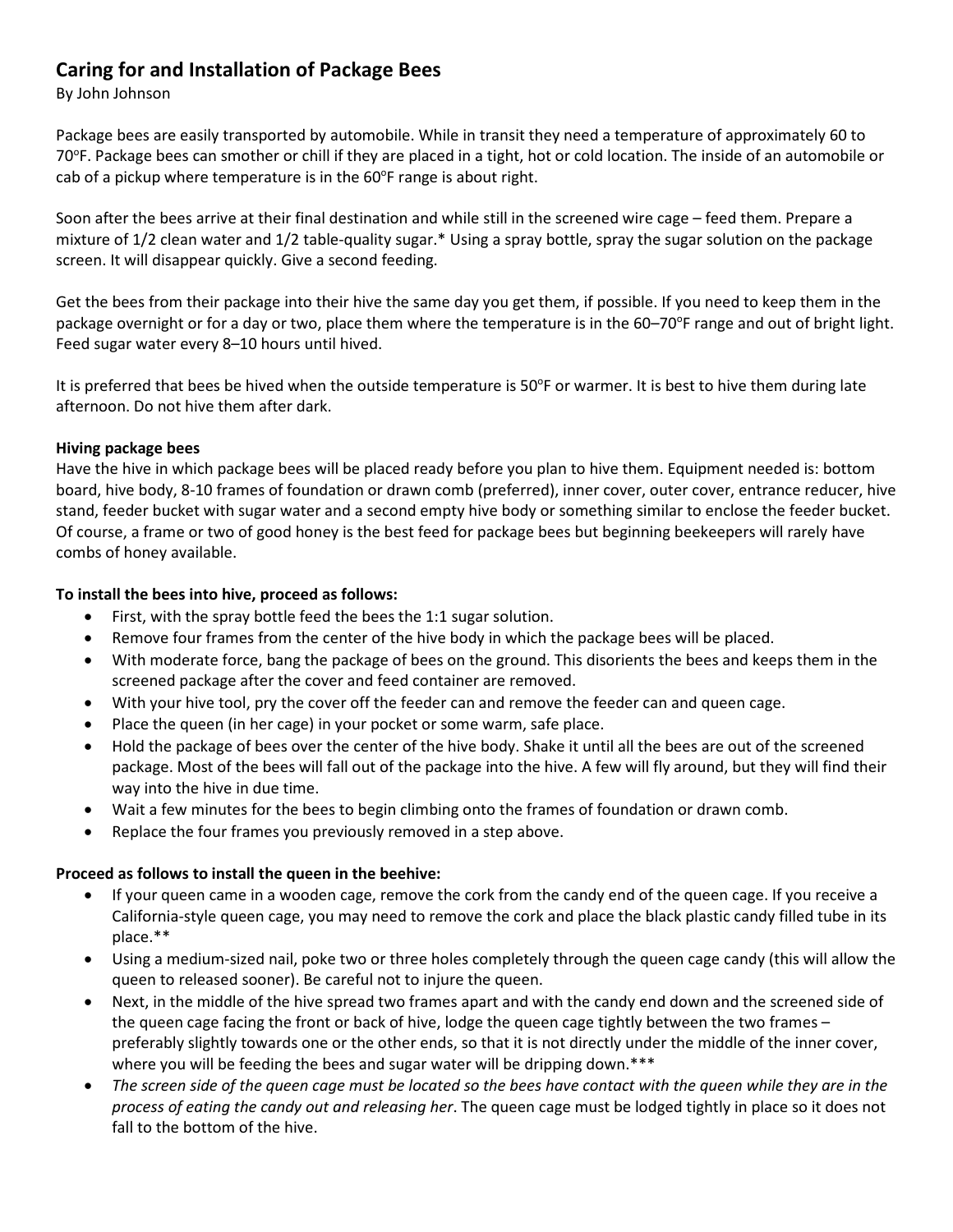# Caring for and Installation of Package Bees

By John Johnson

Package bees are easily transported by automobile. While in transit they need a temperature of approximately 60 to 70°F. Package bees can smother or chill if they are placed in a tight, hot or cold location. The inside of an automobile or cab of a pickup where temperature is in the 60°F range is about right.

Soon after the bees arrive at their final destination and while still in the screened wire cage – feed them. Prepare a mixture of 1/2 clean water and 1/2 table-quality sugar.* Using a spray bottle, spray the sugar solution on the package screen. It will disappear quickly. Give a second feeding.

Get the bees from their package into their hive the same day you get them, if possible. If you need to keep them in the package overnight or for a day or two, place them where the temperature is in the 60–70°F range and out of bright light. Feed sugar water every 8–10 hours until hived.

It is preferred that bees be hived when the outside temperature is 50°F or warmer. It is best to hive them during late afternoon. Do not hive them after dark.

**Hiving package bees**

Have the hive in which package bees will be placed ready before you plan to hive them. Equipment needed is: bottom board, hive body, 8-10 frames of foundation or drawn comb (preferred), inner cover, outer cover, entrance reducer, hive stand, feeder bucket with sugar water and a second empty hive body or something similar to enclose the feeder bucket. Of course, a frame or two of good honey is the best feed for package bees but beginning beekeepers will rarely have combs of honey available.

**To install the bees into hive, proceed as follows:**

- First, with the spray bottle feed the bees the 1:1 sugar solution.
- Remove four frames from the center of the hive body in which the package bees will be placed.
- With moderate force, bang the package of bees on the ground. This disorients the bees and keeps them in the screened package after the cover and feed container are removed.
- With your hive tool, pry the cover off the feeder can and remove the feeder can and queen cage.
- Place the queen (in her cage) in your pocket or some warm, safe place.
- Hold the package of bees over the center of the hive body. Shake it until all the bees are out of the screened package. Most of the bees will fall out of the package into the hive. A few will fly around, but they will find their way into the hive in due time.
- Wait a few minutes for the bees to begin climbing onto the frames of foundation or drawn comb.
- Replace the four frames you previously removed in a step above.

**Proceed as follows to install the queen in the beehive:**

- If your queen came in a wooden cage, remove the cork from the candy end of the queen cage. If you receive a California-style queen cage, you may need to remove the cork and place the black plastic candy filled tube in its place.**
- Using a medium-sized nail, poke two or three holes completely through the queen cage candy (this will allow the queen to released sooner). Be careful not to injure the queen.
- Next, in the middle of the hive spread two frames apart and with the candy end down and the screened side of the queen cage facing the front or back of hive, lodge the queen cage tightly between the two frames – preferably slightly towards one or the other ends, so that it is not directly under the middle of the inner cover, where you will be feeding the bees and sugar water will be dripping down.***
- *The screen side of the queen cage must be located so the bees have contact with the queen while they are in the process of eating the candy out and releasing her*. The queen cage must be lodged tightly in place so it does not fall to the bottom of the hive.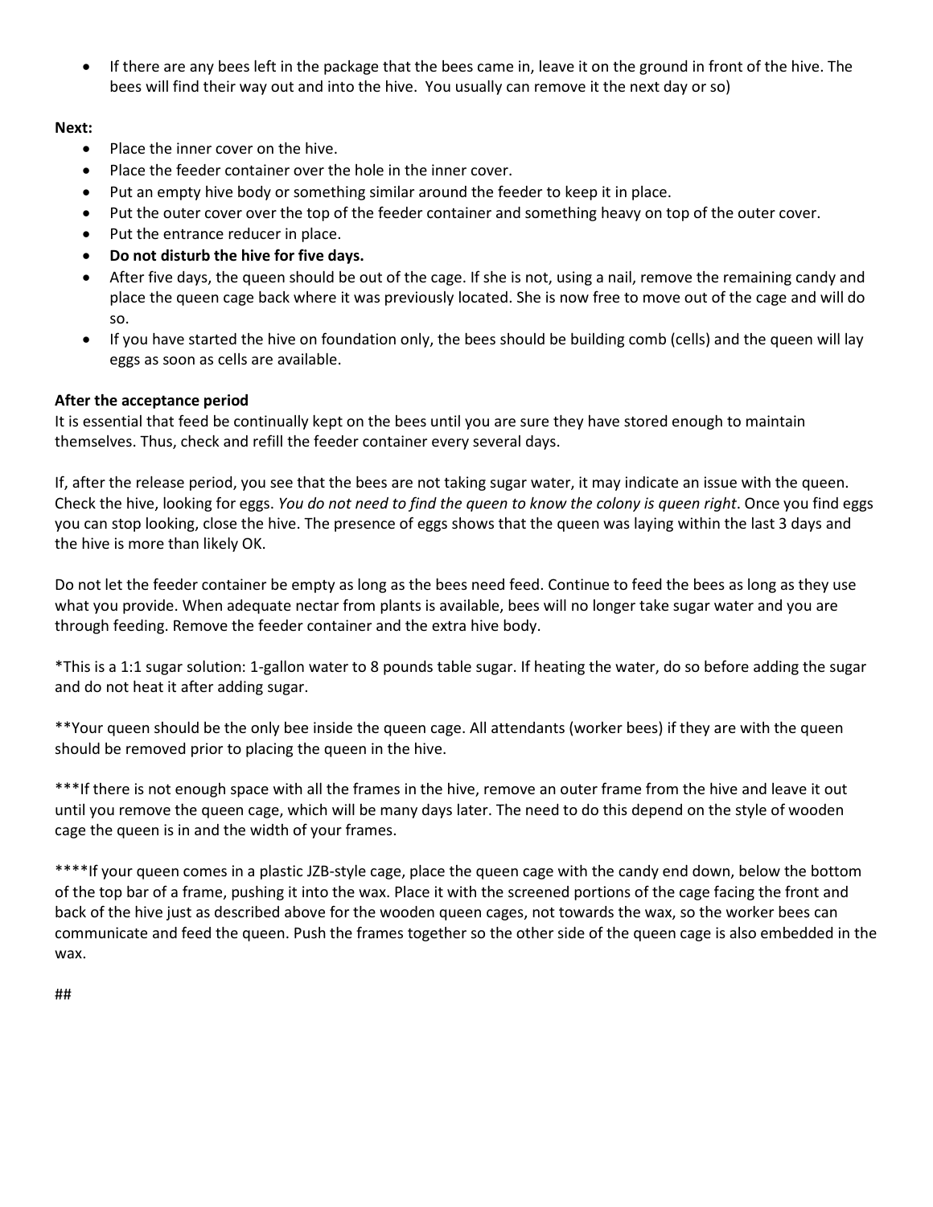- If there are any bees left in the package that the bees came in, leave it on the ground in front of the hive. The bees will find their way out and into the hive. You usually can remove it the next day or so)

**Next:**

- Place the inner cover on the hive.
- Place the feeder container over the hole in the inner cover.
- Put an empty hive body or something similar around the feeder to keep it in place.
- Put the outer cover over the top of the feeder container and something heavy on top of the outer cover.
- Put the entrance reducer in place.
- **Do not disturb the hive for five days.**
- After five days, the queen should be out of the cage. If she is not, using a nail, remove the remaining candy and place the queen cage back where it was previously located. She is now free to move out of the cage and will do so.
- If you have started the hive on foundation only, the bees should be building comb (cells) and the queen will lay eggs as soon as cells are available.

**After the acceptance period**

It is essential that feed be continually kept on the bees until you are sure they have stored enough to maintain themselves. Thus, check and refill the feeder container every several days.

If, after the release period, you see that the bees are not taking sugar water, it may indicate an issue with the queen. Check the hive, looking for eggs. *You do not need to find the queen to know the colony is queen right*. Once you find eggs you can stop looking, close the hive. The presence of eggs shows that the queen was laying within the last 3 days and the hive is more than likely OK.

Do not let the feeder container be empty as long as the bees need feed. Continue to feed the bees as long as they use what you provide. When adequate nectar from plants is available, bees will no longer take sugar water and you are through feeding. Remove the feeder container and the extra hive body.

*This is a 1:1 sugar solution: 1-gallon water to 8 pounds table sugar. If heating the water, do so before adding the sugar and do not heat it after adding sugar.

**Your queen should be the only bee inside the queen cage. All attendants (worker bees) if they are with the queen should be removed prior to placing the queen in the hive.

***If there is not enough space with all the frames in the hive, remove an outer frame from the hive and leave it out until you remove the queen cage, which will be many days later. The need to do this depend on the style of wooden cage the queen is in and the width of your frames.

****If your queen comes in a plastic JZB-style cage, place the queen cage with the candy end down, below the bottom of the top bar of a frame, pushing it into the wax. Place it with the screened portions of the cage facing the front and back of the hive just as described above for the wooden queen cages, not towards the wax, so the worker bees can communicate and feed the queen. Push the frames together so the other side of the queen cage is also embedded in the wax.

##